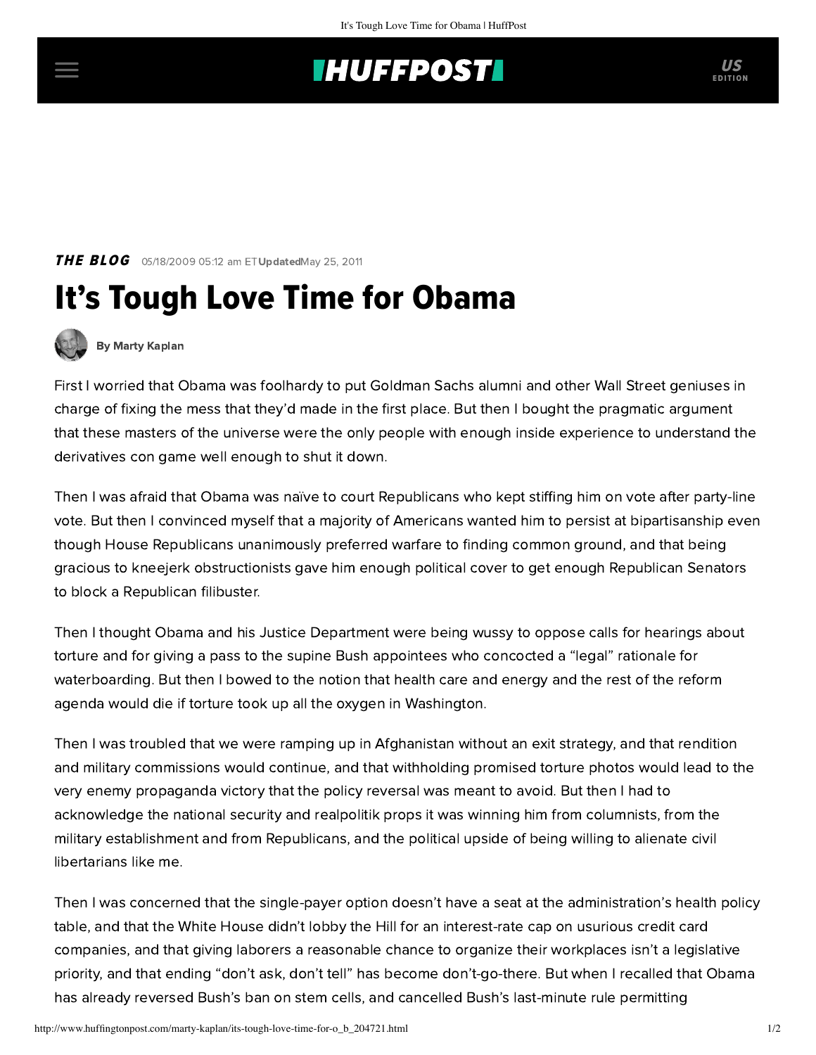THE BLOG 05/18/2009 05:12 am ET Updated May 25, 2011

# It's Tough Love Time for Obama

By Marty Kaplan

First I worried that Obama was foolhardy to put Goldman Sachs alumni and other Wall Street geniuses in charge of fixing the mess that they'd made in the first place. But then I bought the pragmatic argument that these masters of the universe were the only people with enough inside experience to understand the derivatives con game well enough to shut it down.

Then I was afraid that Obama was naïve to court Republicans who kept stiffing him on vote after party-line vote. But then I convinced myself that a majority of Americans wanted him to persist at bipartisanship even though House Republicans unanimously preferred warfare to finding common ground, and that being gracious to kneejerk obstructionists gave him enough political cover to get enough Republican Senators to block a Republican filibuster.

Then I thought Obama and his Justice Department were being wussy to oppose calls for hearings about torture and for giving a pass to the supine Bush appointees who concocted a "legal" rationale for waterboarding. But then I bowed to the notion that health care and energy and the rest of the reform agenda would die if torture took up all the oxygen in Washington.

Then I was troubled that we were ramping up in Afghanistan without an exit strategy, and that rendition and military commissions would continue, and that withholding promised torture photos would lead to the very enemy propaganda victory that the policy reversal was meant to avoid. But then I had to acknowledge the national security and realpolitik props it was winning him from columnists, from the military establishment and from Republicans, and the political upside of being willing to alienate civil libertarians like me.

Then I was concerned that the single-payer option doesn't have a seat at the administration's health policy table, and that the White House didn't lobby the Hill for an interest-rate cap on usurious credit card companies, and that giving laborers a reasonable chance to organize their workplaces isn't a legislative priority, and that ending "don't ask, don't tell" has become don't-go-there. But when I recalled that Obama has already reversed Bush's ban on stem cells, and cancelled Bush's last-minute rule permitting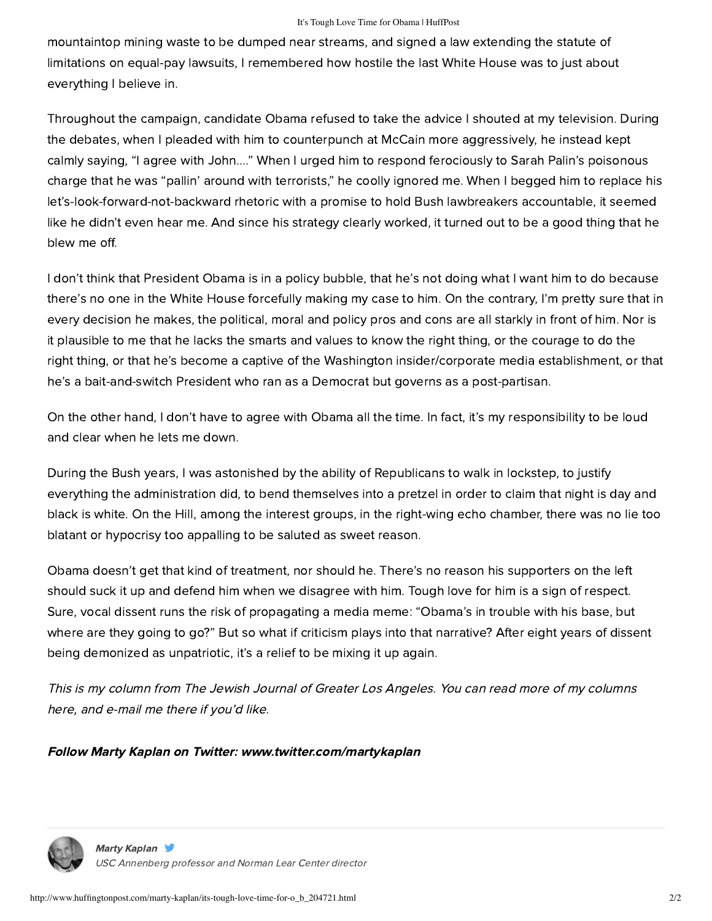mountaintop mining waste to be dumped near streams, and signed a law extending the statute of limitations on equal-pay lawsuits, I remembered how hostile the last White House was to just about everything I believe in.

Throughout the campaign, candidate Obama refused to take the advice I shouted at my television. During the debates, when I pleaded with him to counterpunch at McCain more aggressively, he instead kept calmly saying, "I agree with John...." When I urged him to respond ferociously to Sarah Palin's poisonous charge that he was "pallin' around with terrorists," he coolly ignored me. When I begged him to replace his let's-look-forward-not-backward rhetoric with a promise to hold Bush lawbreakers accountable, it seemed like he didn't even hear me. And since his strategy clearly worked, it turned out to be a good thing that he blew me off.

I don't think that President Obama is in a policy bubble, that he's not doing what I want him to do because there's no one in the White House forcefully making my case to him. On the contrary, I'm pretty sure that in every decision he makes, the political, moral and policy pros and cons are all starkly in front of him. Nor is it plausible to me that he lacks the smarts and values to know the right thing, or the courage to do the right thing, or that he's become a captive of the Washington insider/corporate media establishment, or that he's a bait-and-switch President who ran as a Democrat but governs as a post-partisan.

On the other hand, I don't have to agree with Obama all the time. In fact, it's my responsibility to be loud and clear when he lets me down.

During the Bush years, I was astonished by the ability of Republicans to walk in lockstep, to justify everything the administration did, to bend themselves into a pretzel in order to claim that night is day and black is white. On the Hill, among the interest groups, in the right-wing echo chamber, there was no lie too blatant or hypocrisy too appalling to be saluted as sweet reason.

Obama doesn't get that kind of treatment, nor should he. There's no reason his supporters on the left should suck it up and defend him when we disagree with him. Tough love for him is a sign of respect. Sure, vocal dissent runs the risk of propagating a media meme: "Obama's in trouble with his base, but where are they going to go?" But so what if criticism plays into that narrative? After eight years of dissent being demonized as unpatriotic, it's a relief to be mixing it up again.

*This is my column from The Jewish Journal of Greater Los Angeles. You can read more of my columns here, and e-mail me there if you'd like.*

***Follow Marty Kaplan on Twitter: www.twitter.com/martykaplan***

***Marty Kaplan***

*USC Annenberg professor and Norman Lear Center director*